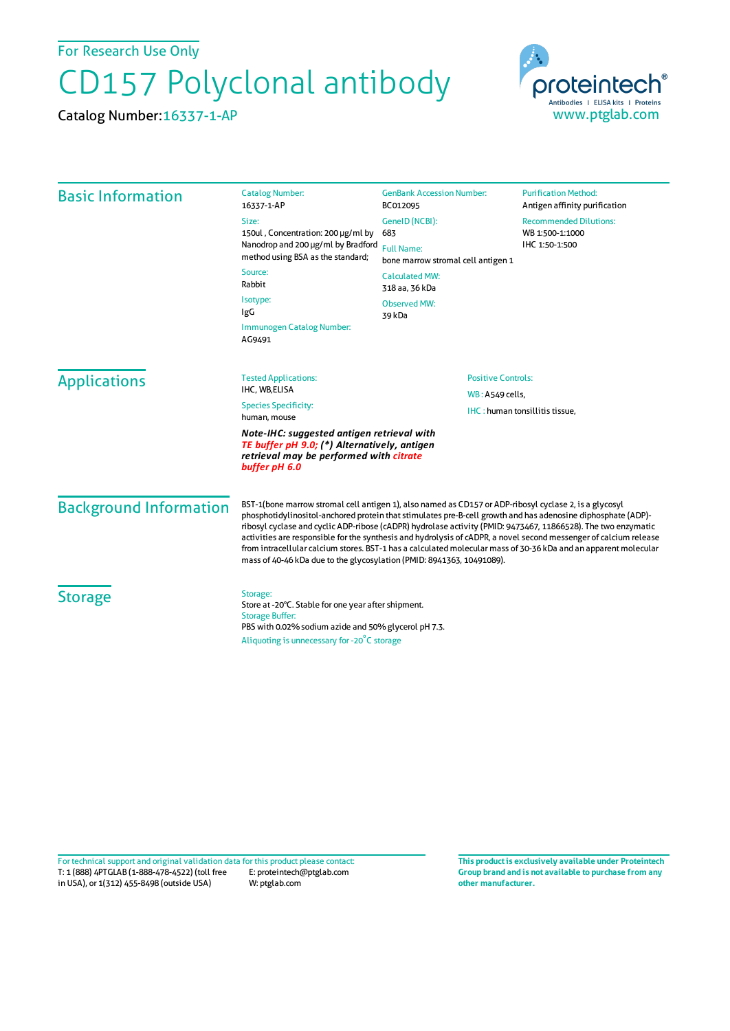For Research Use Only

# CD157 Polyclonal antibody

Catalog Number: 16337-1-AP

proteintech® Antibodies | ELISA kits | Proteins
www.ptglab.com

## Basic Information

**Catalog Number:**
16337-1-AP

**Size:**
150ul , Concentration: 200 μg/ml by Nanodrop and 200 μg/ml by Bradford method using BSA as the standard;

**Source:**
Rabbit

**Isotype:**
IgG

**Immunogen Catalog Number:**
AG9491

**GenBank Accession Number:**
BC012095

**GeneID (NCBI):**
683

**Full Name:**
bone marrow stromal cell antigen 1

**Calculated MW:**
318 aa, 36 kDa

**Observed MW:**
39 kDa

**Purification Method:**
Antigen affinity purification

**Recommended Dilutions:**
WB 1:500-1:1000
IHC 1:50-1:500

## Applications

**Tested Applications:**
IHC, WB,ELISA

**Species Specificity:**
human, mouse

***Note-IHC: suggested antigen retrieval with TE buffer pH 9.0; (*) Alternatively, antigen retrieval may be performed with citrate buffer pH 6.0***

**Positive Controls:**

WB : A549 cells,

IHC : human tonsillitis tissue,

## Background Information

BST-1(bone marrow stromal cell antigen 1), also named as CD157 or ADP-ribosyl cyclase 2, is a glycosyl phosphotidylinositol-anchored protein that stimulates pre-B-cell growth and has adenosine diphosphate (ADP)-ribosyl cyclase and cyclic ADP-ribose (cADPR) hydrolase activity (PMID: 9473467, 11866528). The two enzymatic activities are responsible for the synthesis and hydrolysis of cADPR, a novel second messenger of calcium release from intracellular calcium stores. BST-1 has a calculated molecular mass of 30-36 kDa and an apparent molecular mass of 40-46 kDa due to the glycosylation (PMID: 8941363, 10491089).

## Storage

**Storage:**
Store at -20°C. Stable for one year after shipment.

**Storage Buffer:**
PBS with 0.02% sodium azide and 50% glycerol pH 7.3.

Aliquoting is unnecessary for -20°C storage

For technical support and original validation data for this product please contact:
T: 1 (888) 4PTGLAB (1-888-478-4522) (toll free in USA), or 1(312) 455-8498 (outside USA)
E: proteintech@ptglab.com
W: ptglab.com

**This product is exclusively available under Proteintech Group brand and is not available to purchase from any other manufacturer.**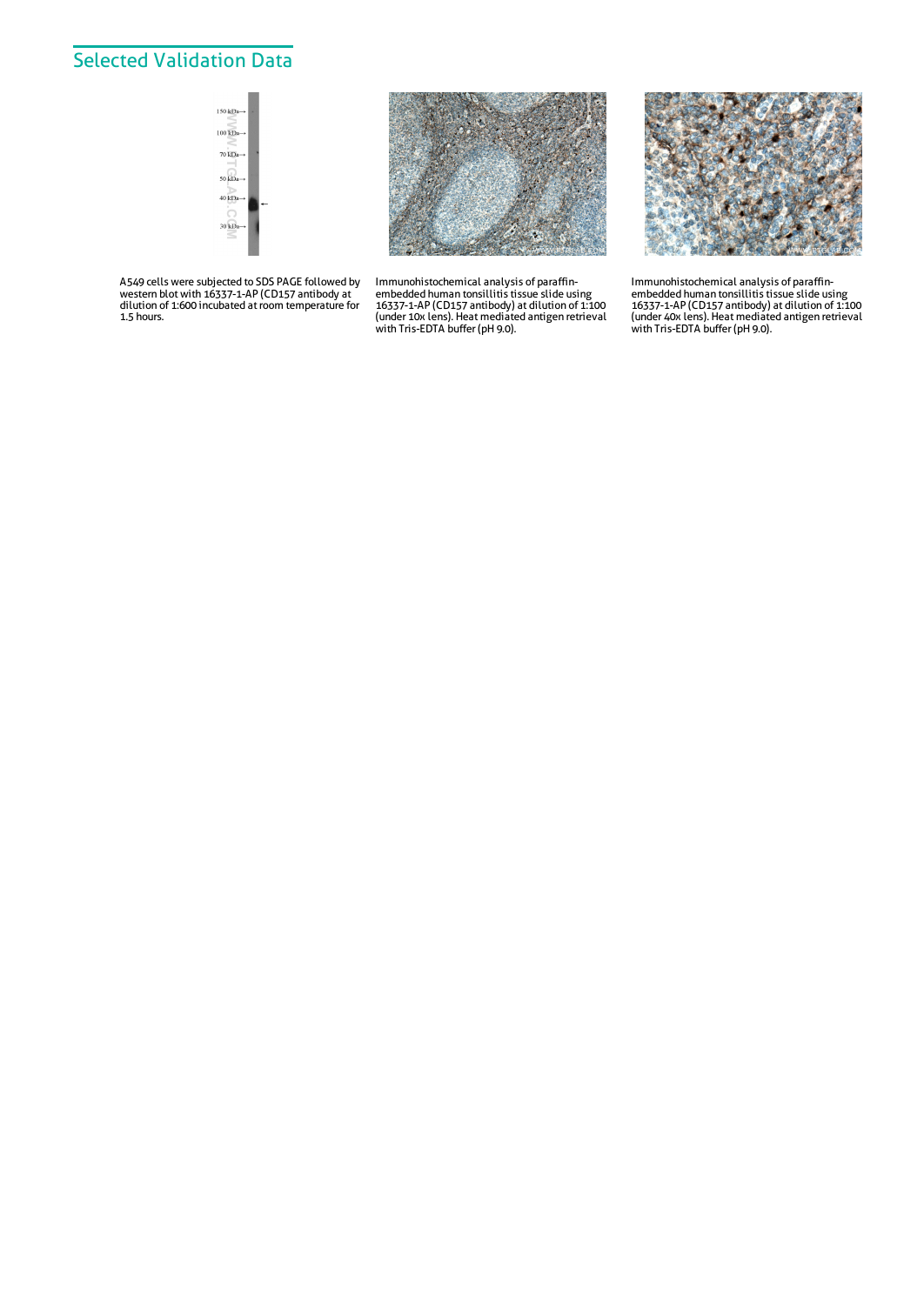## Selected Validation Data

A549 cells were subjected to SDS PAGE followed by western blot with 16337-1-AP (CD157 antibody at dilution of 1:600 incubated at room temperature for 1.5 hours.

Immunohistochemical analysis of paraffin-embedded human tonsillitis tissue slide using 16337-1-AP (CD157 antibody) at dilution of 1:100 (under 10x lens). Heat mediated antigen retrieval with Tris-EDTA buffer (pH 9.0).

Immunohistochemical analysis of paraffin-embedded human tonsillitis tissue slide using 16337-1-AP (CD157 antibody) at dilution of 1:100 (under 40x lens). Heat mediated antigen retrieval with Tris-EDTA buffer (pH 9.0).